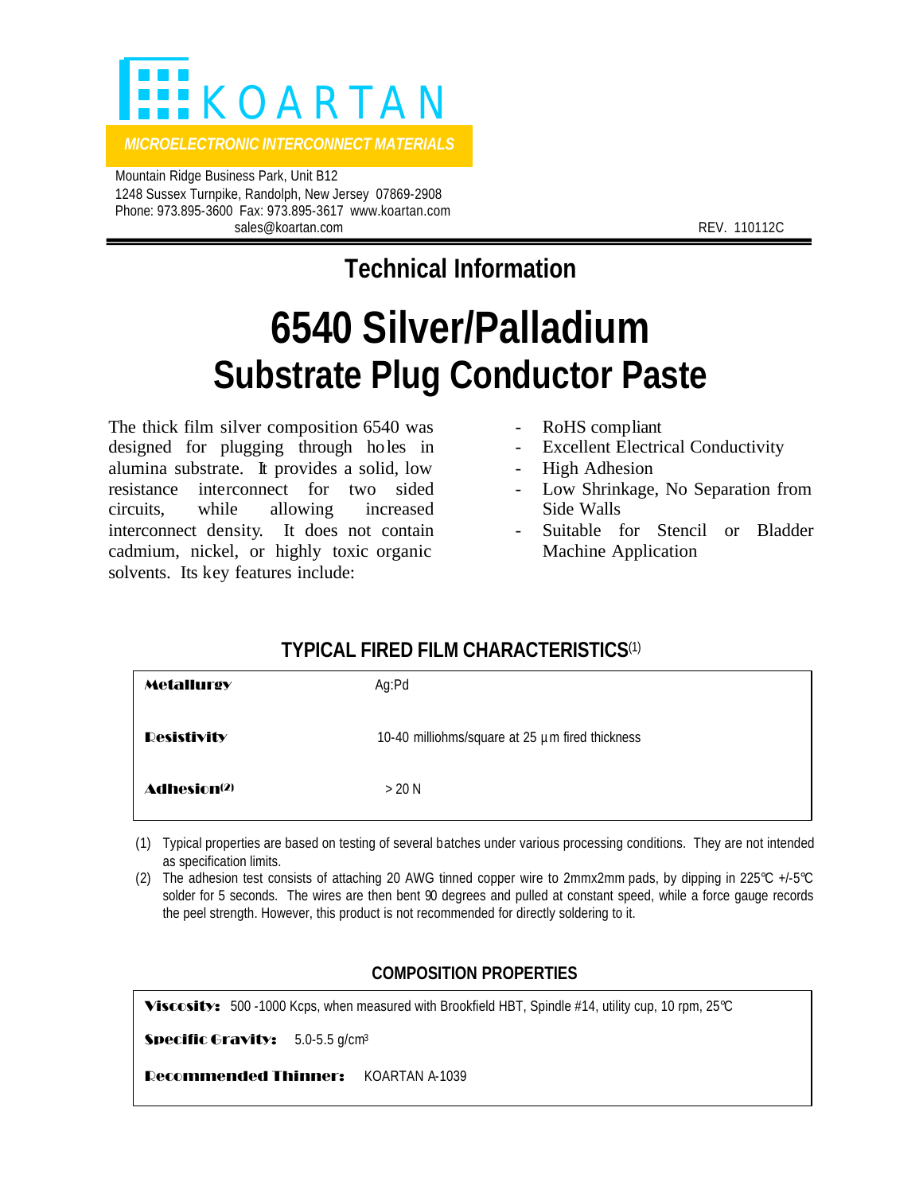# KOARTAN

*MICROELECTRONIC INTERCONNECT MATERIALS*

Mountain Ridge Business Park, Unit B12
1248 Sussex Turnpike, Randolph, New Jersey 07869-2908
Phone: 973.895-3600 Fax: 973.895-3617 www.koartan.com
sales@koartan.com

REV. 110112C

## Technical Information

# 6540 Silver/Palladium
## Substrate Plug Conductor Paste

The thick film silver composition 6540 was designed for plugging through holes in alumina substrate. It provides a solid, low resistance interconnect for two sided circuits, while allowing increased interconnect density. It does not contain cadmium, nickel, or highly toxic organic solvents. Its key features include:

- RoHS compliant
- Excellent Electrical Conductivity
- High Adhesion
- Low Shrinkage, No Separation from Side Walls
- Suitable for Stencil or Bladder Machine Application

### TYPICAL FIRED FILM CHARACTERISTICS(1)

| | |
|---|---|
| **Metallurgy** | Ag:Pd |
| **Resistivity** | 10-40 milliohms/square at 25 µm fired thickness |
| **Adhesion(2)** | > 20 N |

(1) Typical properties are based on testing of several batches under various processing conditions. They are not intended as specification limits.

(2) The adhesion test consists of attaching 20 AWG tinned copper wire to 2mmx2mm pads, by dipping in 225℃ +/-5℃ solder for 5 seconds. The wires are then bent 90 degrees and pulled at constant speed, while a force gauge records the peel strength. However, this product is not recommended for directly soldering to it.

### COMPOSITION PROPERTIES

**Viscosity:** 500 -1000 Kcps, when measured with Brookfield HBT, Spindle #14, utility cup, 10 rpm, 25℃

**Specific Gravity:** 5.0-5.5 g/cm$^3$

**Recommended Thinner:** KOARTAN A-1039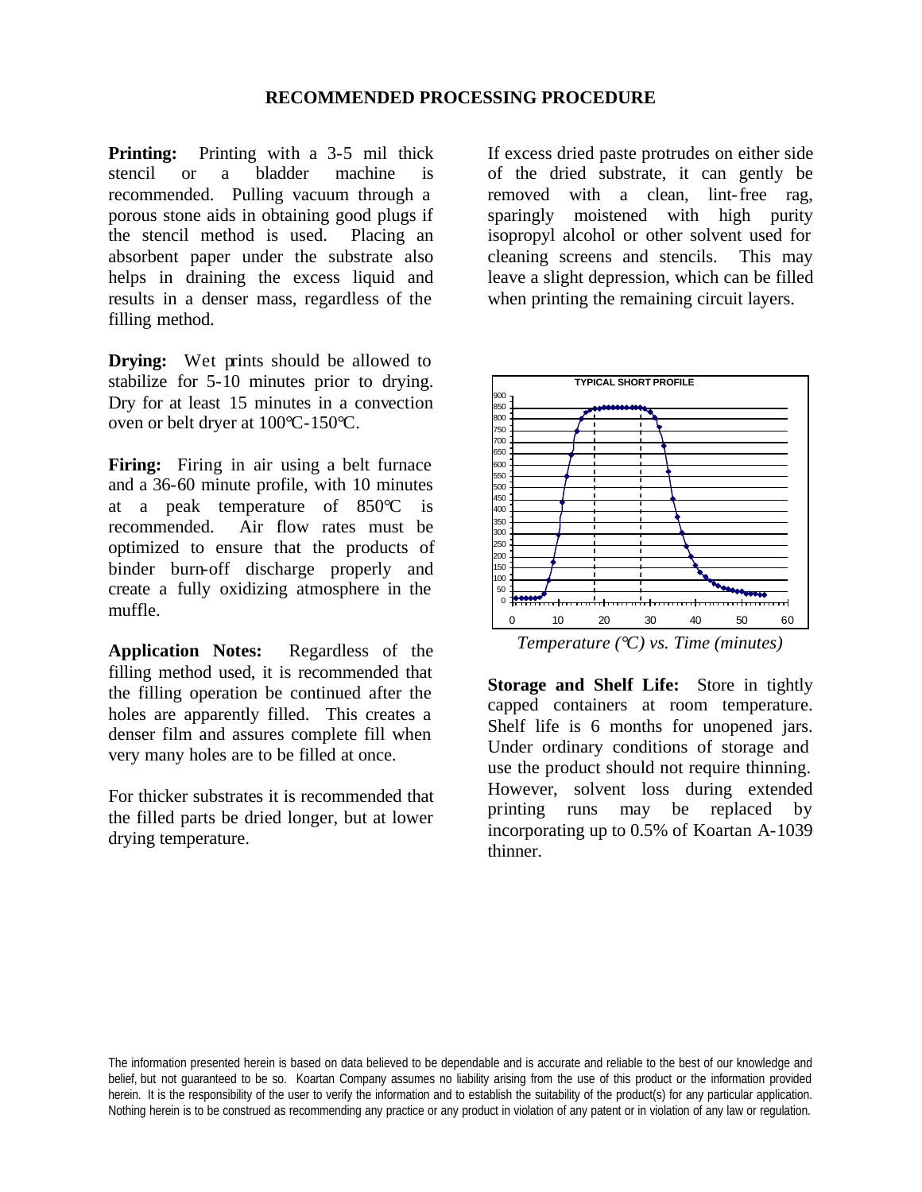## RECOMMENDED PROCESSING PROCEDURE

**Printing:** Printing with a 3-5 mil thick stencil or a bladder machine is recommended. Pulling vacuum through a porous stone aids in obtaining good plugs if the stencil method is used. Placing an absorbent paper under the substrate also helps in draining the excess liquid and results in a denser mass, regardless of the filling method.

**Drying:** Wet prints should be allowed to stabilize for 5-10 minutes prior to drying. Dry for at least 15 minutes in a convection oven or belt dryer at 100°C-150°C.

**Firing:** Firing in air using a belt furnace and a 36-60 minute profile, with 10 minutes at a peak temperature of 850°C is recommended. Air flow rates must be optimized to ensure that the products of binder burn-off discharge properly and create a fully oxidizing atmosphere in the muffle.

**Application Notes:** Regardless of the filling method used, it is recommended that the filling operation be continued after the holes are apparently filled. This creates a denser film and assures complete fill when very many holes are to be filled at once.

For thicker substrates it is recommended that the filled parts be dried longer, but at lower drying temperature.

If excess dried paste protrudes on either side of the dried substrate, it can gently be removed with a clean, lint-free rag, sparingly moistened with high purity isopropyl alcohol or other solvent used for cleaning screens and stencils. This may leave a slight depression, which can be filled when printing the remaining circuit layers.

TYPICAL SHORT PROFILE

900
850
800
750
700
650
600
550
500
450
400
350
300
250
200
150
100
50
0

0 10 20 30 40 50 60

*Temperature (°C) vs. Time (minutes)*

**Storage and Shelf Life:** Store in tightly capped containers at room temperature. Shelf life is 6 months for unopened jars. Under ordinary conditions of storage and use the product should not require thinning. However, solvent loss during extended printing runs may be replaced by incorporating up to 0.5% of Koartan A-1039 thinner.

The information presented herein is based on data believed to be dependable and is accurate and reliable to the best of our knowledge and belief, but not guaranteed to be so. Koartan Company assumes no liability arising from the use of this product or the information provided herein. It is the responsibility of the user to verify the information and to establish the suitability of the product(s) for any particular application. Nothing herein is to be construed as recommending any practice or any product in violation of any patent or in violation of any law or regulation.